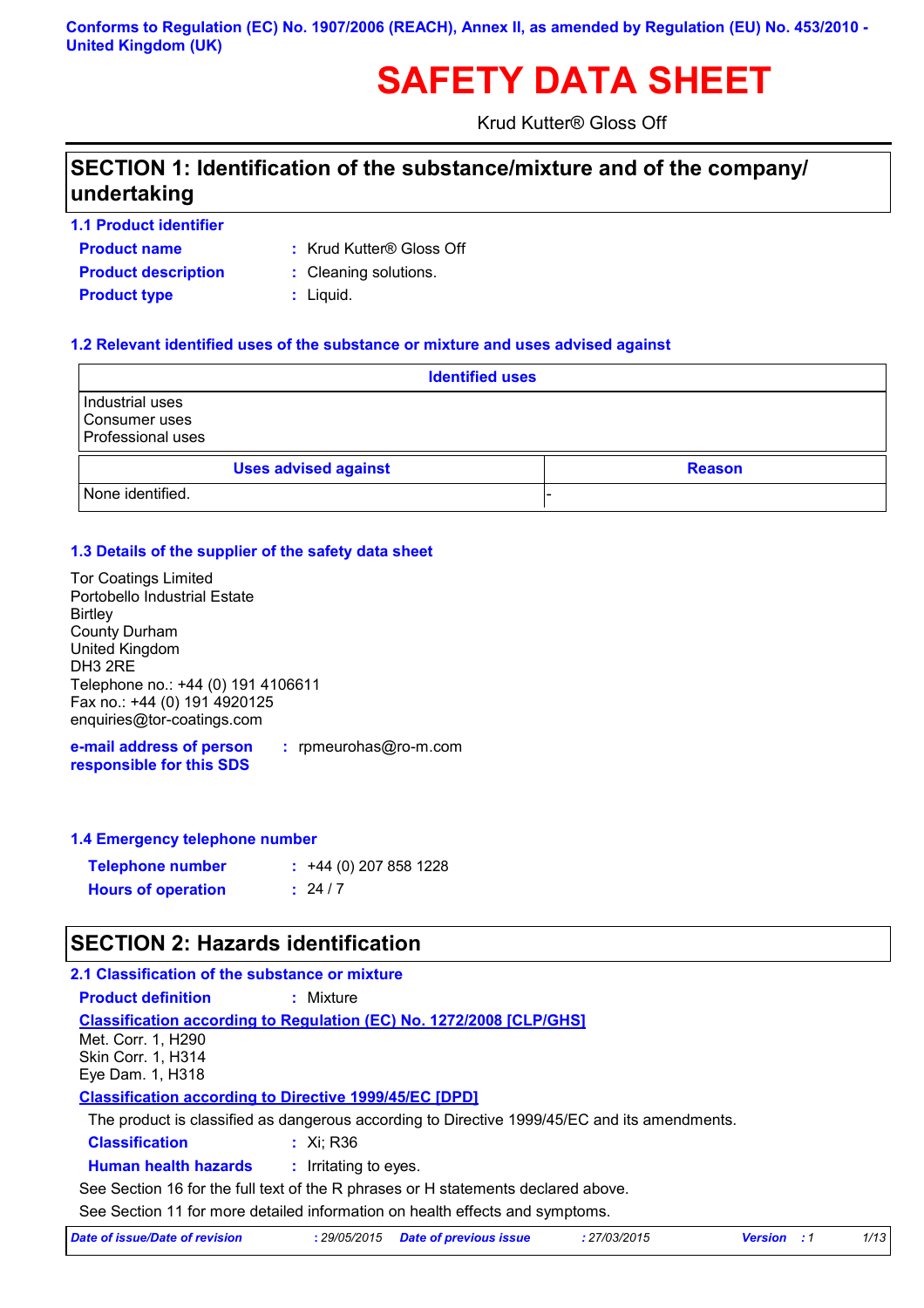Conforms to Regulation (EC) No. 1907/2006 (REACH), Annex II, as amended by Regulation (EU) No. 453/2010 - United Kingdom (UK)

# SAFETY DATA SHEET

Krud Kutter® Gloss Off

## SECTION 1: Identification of the substance/mixture and of the company/ undertaking

### 1.1 Product identifier

**Product name** : Krud Kutter® Gloss Off

**Product description** : Cleaning solutions.

**Product type** : Liquid.

### 1.2 Relevant identified uses of the substance or mixture and uses advised against

| Identified uses |
|---|
| Industrial uses<br>Consumer uses<br>Professional uses |

| Uses advised against | Reason |
|---|---|
| None identified. | - |

### 1.3 Details of the supplier of the safety data sheet

Tor Coatings Limited
Portobello Industrial Estate
Birtley
County Durham
United Kingdom
DH3 2RE
Telephone no.: +44 (0) 191 4106611
Fax no.: +44 (0) 191 4920125
enquiries@tor-coatings.com

**e-mail address of person responsible for this SDS** : rpmeurohas@ro-m.com

### 1.4 Emergency telephone number

**Telephone number** : +44 (0) 207 858 1228

**Hours of operation** : 24 / 7

## SECTION 2: Hazards identification

### 2.1 Classification of the substance or mixture

**Product definition** : Mixture

**Classification according to Regulation (EC) No. 1272/2008 [CLP/GHS]**

Met. Corr. 1, H290
Skin Corr. 1, H314
Eye Dam. 1, H318

**Classification according to Directive 1999/45/EC [DPD]**

The product is classified as dangerous according to Directive 1999/45/EC and its amendments.

**Classification** : Xi; R36

**Human health hazards** : Irritating to eyes.

See Section 16 for the full text of the R phrases or H statements declared above.

See Section 11 for more detailed information on health effects and symptoms.

*Date of issue/Date of revision* : 29/05/2015 *Date of previous issue* : 27/03/2015 *Version* : 1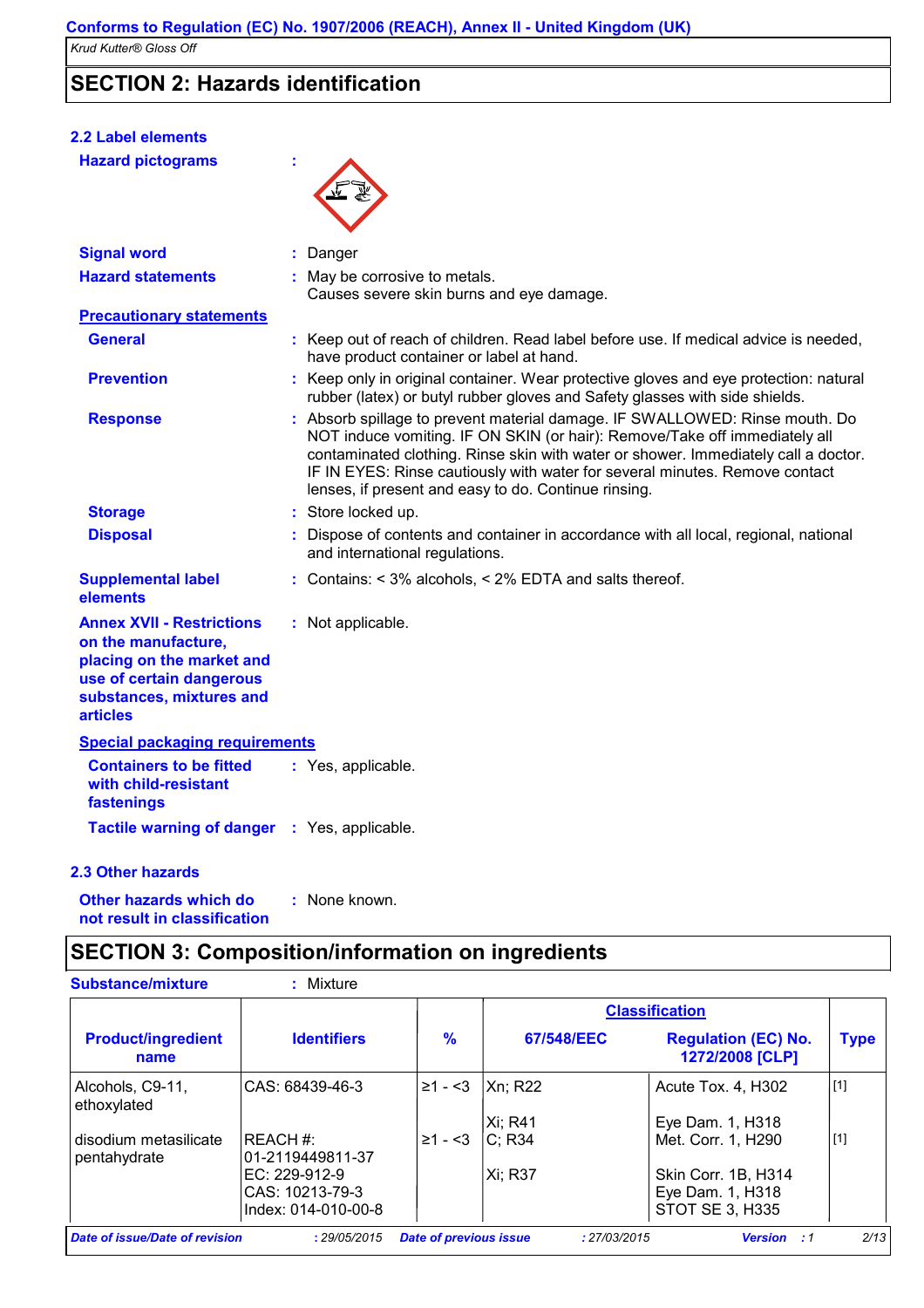## SECTION 2: Hazards identification

### 2.2 Label elements

**Hazard pictograms** :

**Signal word** : Danger

**Hazard statements** : May be corrosive to metals.
Causes severe skin burns and eye damage.

**Precautionary statements**

**General** : Keep out of reach of children. Read label before use. If medical advice is needed, have product container or label at hand.

**Prevention** : Keep only in original container. Wear protective gloves and eye protection: natural rubber (latex) or butyl rubber gloves and Safety glasses with side shields.

**Response** : Absorb spillage to prevent material damage. IF SWALLOWED: Rinse mouth. Do NOT induce vomiting. IF ON SKIN (or hair): Remove/Take off immediately all contaminated clothing. Rinse skin with water or shower. Immediately call a doctor. IF IN EYES: Rinse cautiously with water for several minutes. Remove contact lenses, if present and easy to do. Continue rinsing.

**Storage** : Store locked up.

**Disposal** : Dispose of contents and container in accordance with all local, regional, national and international regulations.

**Supplemental label elements** : Contains: < 3% alcohols, < 2% EDTA and salts thereof.

**Annex XVII - Restrictions on the manufacture, placing on the market and use of certain dangerous substances, mixtures and articles** : Not applicable.

**Special packaging requirements**

**Containers to be fitted with child-resistant fastenings** : Yes, applicable.

**Tactile warning of danger** : Yes, applicable.

### 2.3 Other hazards

**Other hazards which do not result in classification** : None known.

## SECTION 3: Composition/information on ingredients

**Substance/mixture** : Mixture

| Product/ingredient name | Identifiers | % | Classification 67/548/EEC | Classification Regulation (EC) No. 1272/2008 [CLP] | Type |
|---|---|---|---|---|---|
| Alcohols, C9-11, ethoxylated | CAS: 68439-46-3 | ≥1 - <3 | Xn; R22<br>Xi; R41 | Acute Tox. 4, H302<br>Eye Dam. 1, H318 | [1] |
| disodium metasilicate pentahydrate | REACH #: 01-2119449811-37<br>EC: 229-912-9<br>CAS: 10213-79-3<br>Index: 014-010-00-8 | ≥1 - <3 | C; R34<br>Xi; R37 | Met. Corr. 1, H290<br>Skin Corr. 1B, H314<br>Eye Dam. 1, H318<br>STOT SE 3, H335 | [1] |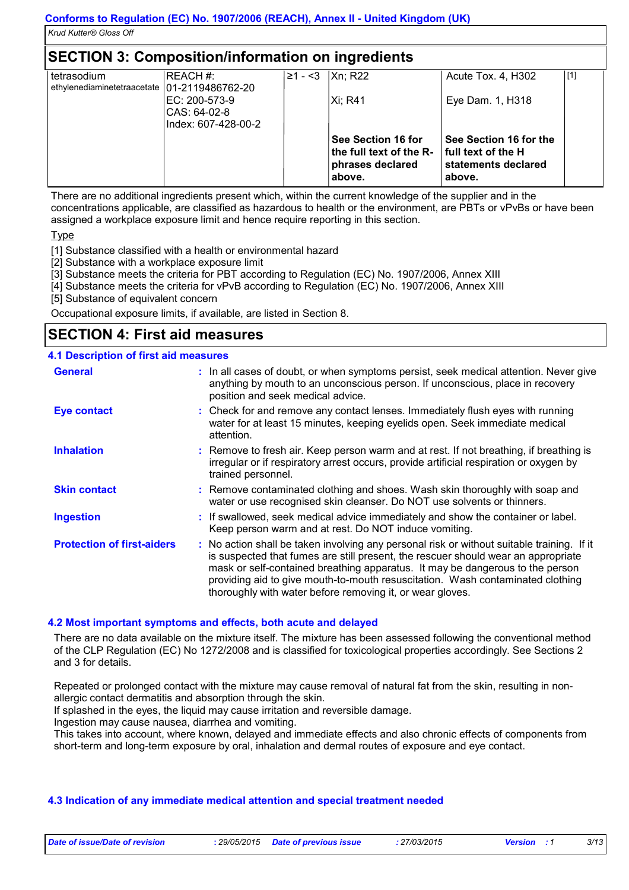## SECTION 3: Composition/information on ingredients

| | | | | | |
|---|---|---|---|---|---|
| tetrasodium ethylenediaminetetraacetate | REACH #: 01-2119486762-20<br>EC: 200-573-9<br>CAS: 64-02-8<br>Index: 607-428-00-2 | ≥1 - <3 | Xn; R22<br><br>Xi; R41 | Acute Tox. 4, H302<br><br>Eye Dam. 1, H318 | [1] |
| | | | **See Section 16 for the full text of the R-phrases declared above.** | **See Section 16 for the full text of the H statements declared above.** | |

There are no additional ingredients present which, within the current knowledge of the supplier and in the concentrations applicable, are classified as hazardous to health or the environment, are PBTs or vPvBs or have been assigned a workplace exposure limit and hence require reporting in this section.

Type

[1] Substance classified with a health or environmental hazard
[2] Substance with a workplace exposure limit
[3] Substance meets the criteria for PBT according to Regulation (EC) No. 1907/2006, Annex XIII
[4] Substance meets the criteria for vPvB according to Regulation (EC) No. 1907/2006, Annex XIII
[5] Substance of equivalent concern

Occupational exposure limits, if available, are listed in Section 8.

## SECTION 4: First aid measures

### 4.1 Description of first aid measures

**General** : In all cases of doubt, or when symptoms persist, seek medical attention. Never give anything by mouth to an unconscious person. If unconscious, place in recovery position and seek medical advice.

**Eye contact** : Check for and remove any contact lenses. Immediately flush eyes with running water for at least 15 minutes, keeping eyelids open. Seek immediate medical attention.

**Inhalation** : Remove to fresh air. Keep person warm and at rest. If not breathing, if breathing is irregular or if respiratory arrest occurs, provide artificial respiration or oxygen by trained personnel.

**Skin contact** : Remove contaminated clothing and shoes. Wash skin thoroughly with soap and water or use recognised skin cleanser. Do NOT use solvents or thinners.

**Ingestion** : If swallowed, seek medical advice immediately and show the container or label. Keep person warm and at rest. Do NOT induce vomiting.

**Protection of first-aiders** : No action shall be taken involving any personal risk or without suitable training. If it is suspected that fumes are still present, the rescuer should wear an appropriate mask or self-contained breathing apparatus. It may be dangerous to the person providing aid to give mouth-to-mouth resuscitation. Wash contaminated clothing thoroughly with water before removing it, or wear gloves.

### 4.2 Most important symptoms and effects, both acute and delayed

There are no data available on the mixture itself. The mixture has been assessed following the conventional method of the CLP Regulation (EC) No 1272/2008 and is classified for toxicological properties accordingly. See Sections 2 and 3 for details.

Repeated or prolonged contact with the mixture may cause removal of natural fat from the skin, resulting in non-allergic contact dermatitis and absorption through the skin.
If splashed in the eyes, the liquid may cause irritation and reversible damage.
Ingestion may cause nausea, diarrhea and vomiting.
This takes into account, where known, delayed and immediate effects and also chronic effects of components from short-term and long-term exposure by oral, inhalation and dermal routes of exposure and eye contact.

### 4.3 Indication of any immediate medical attention and special treatment needed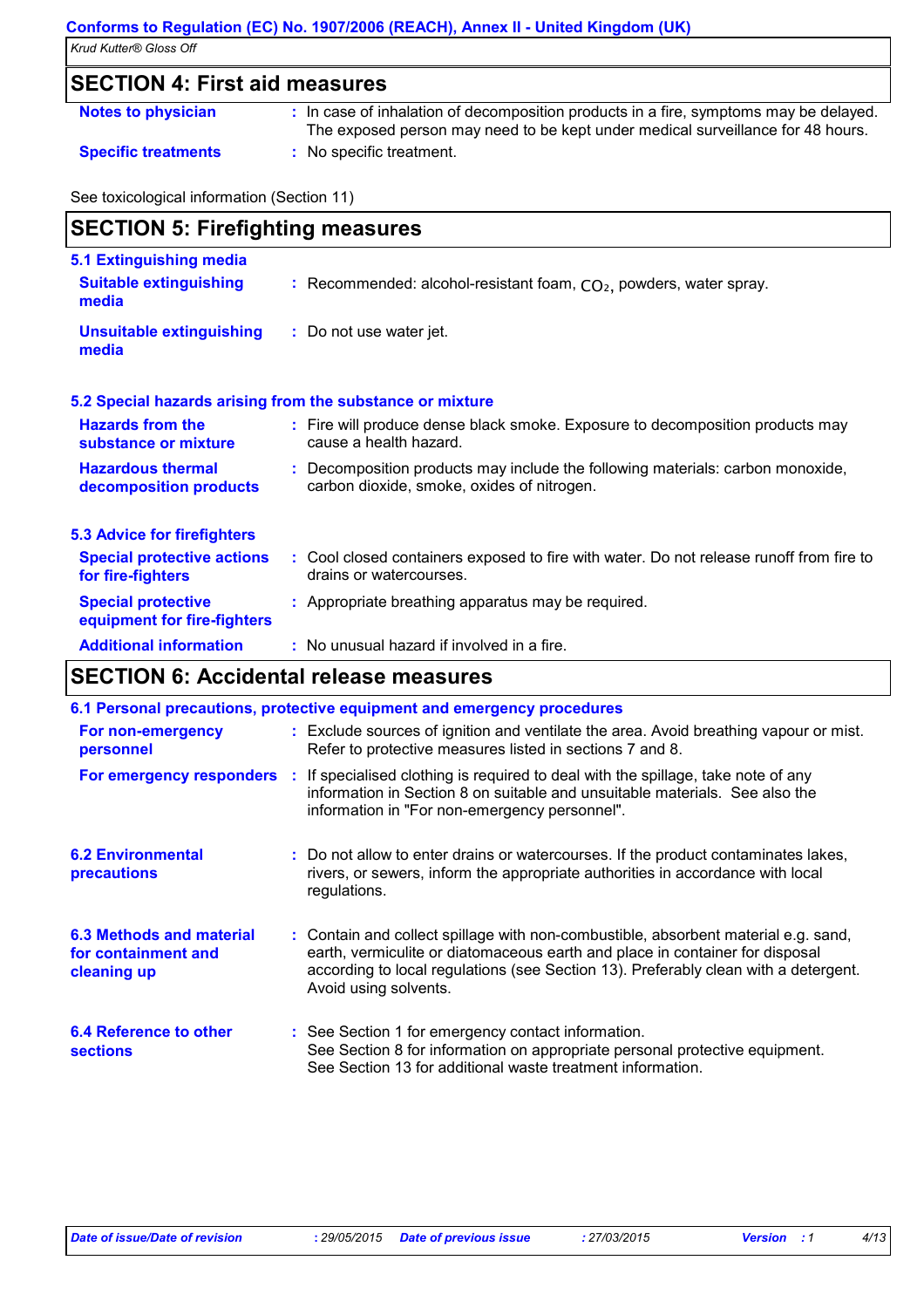## SECTION 4: First aid measures

**Notes to physician** : In case of inhalation of decomposition products in a fire, symptoms may be delayed. The exposed person may need to be kept under medical surveillance for 48 hours.

**Specific treatments** : No specific treatment.

See toxicological information (Section 11)

## SECTION 5: Firefighting measures

### 5.1 Extinguishing media

**Suitable extinguishing media** : Recommended: alcohol-resistant foam, $CO_2$, powders, water spray.

**Unsuitable extinguishing media** : Do not use water jet.

### 5.2 Special hazards arising from the substance or mixture

**Hazards from the substance or mixture** : Fire will produce dense black smoke. Exposure to decomposition products may cause a health hazard.

**Hazardous thermal decomposition products** : Decomposition products may include the following materials: carbon monoxide, carbon dioxide, smoke, oxides of nitrogen.

### 5.3 Advice for firefighters

**Special protective actions for fire-fighters** : Cool closed containers exposed to fire with water. Do not release runoff from fire to drains or watercourses.

**Special protective equipment for fire-fighters** : Appropriate breathing apparatus may be required.

**Additional information** : No unusual hazard if involved in a fire.

## SECTION 6: Accidental release measures

### 6.1 Personal precautions, protective equipment and emergency procedures

**For non-emergency personnel** : Exclude sources of ignition and ventilate the area. Avoid breathing vapour or mist. Refer to protective measures listed in sections 7 and 8.

**For emergency responders** : If specialised clothing is required to deal with the spillage, take note of any information in Section 8 on suitable and unsuitable materials. See also the information in "For non-emergency personnel".

**6.2 Environmental precautions** : Do not allow to enter drains or watercourses. If the product contaminates lakes, rivers, or sewers, inform the appropriate authorities in accordance with local regulations.

**6.3 Methods and material for containment and cleaning up** : Contain and collect spillage with non-combustible, absorbent material e.g. sand, earth, vermiculite or diatomaceous earth and place in container for disposal according to local regulations (see Section 13). Preferably clean with a detergent. Avoid using solvents.

**6.4 Reference to other sections** : See Section 1 for emergency contact information.
See Section 8 for information on appropriate personal protective equipment.
See Section 13 for additional waste treatment information.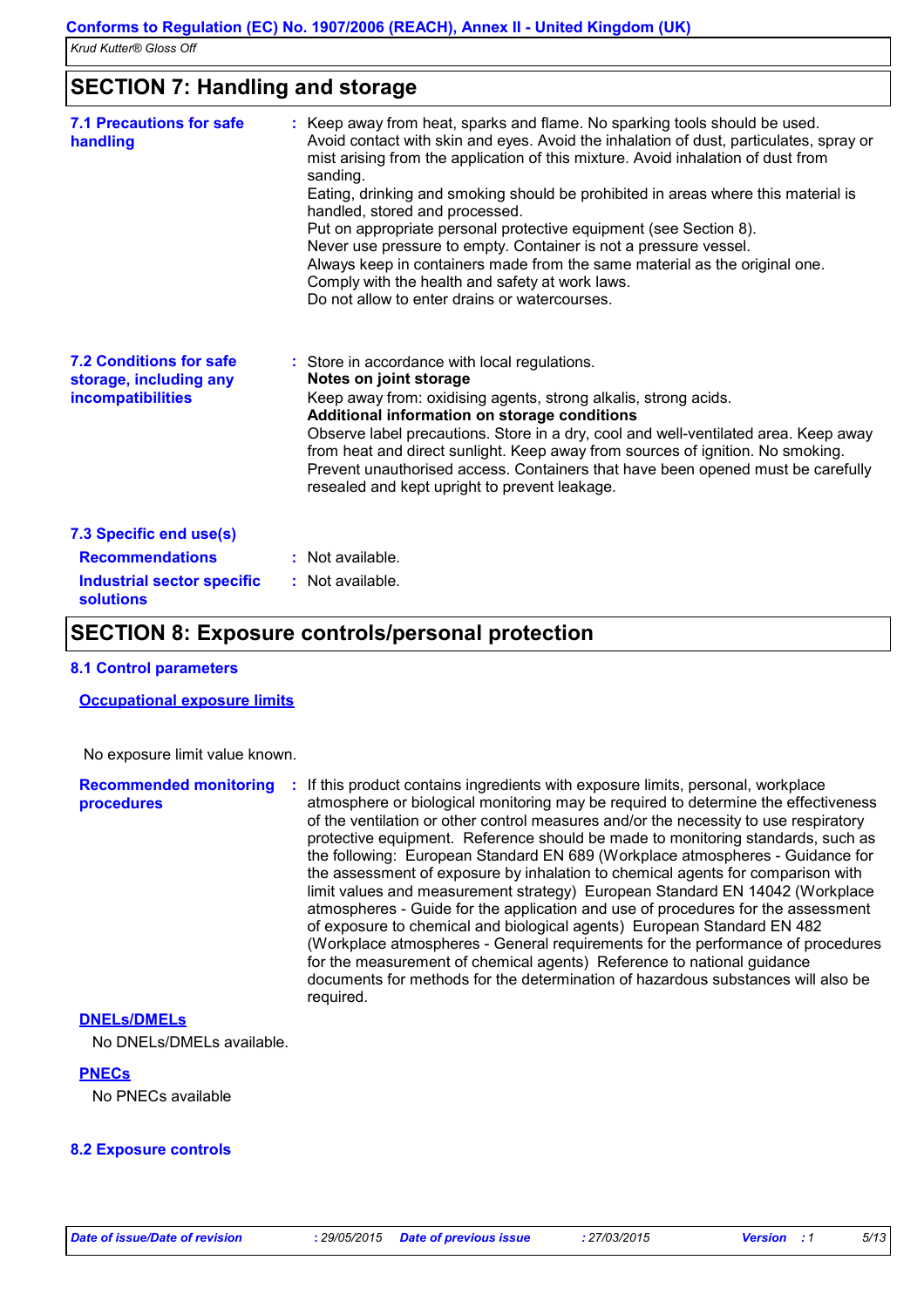## SECTION 7: Handling and storage

**7.1 Precautions for safe handling** : Keep away from heat, sparks and flame. No sparking tools should be used. Avoid contact with skin and eyes. Avoid the inhalation of dust, particulates, spray or mist arising from the application of this mixture. Avoid inhalation of dust from sanding.
Eating, drinking and smoking should be prohibited in areas where this material is handled, stored and processed.
Put on appropriate personal protective equipment (see Section 8).
Never use pressure to empty. Container is not a pressure vessel.
Always keep in containers made from the same material as the original one.
Comply with the health and safety at work laws.
Do not allow to enter drains or watercourses.

**7.2 Conditions for safe storage, including any incompatibilities** : Store in accordance with local regulations.
**Notes on joint storage**
Keep away from: oxidising agents, strong alkalis, strong acids.
**Additional information on storage conditions**
Observe label precautions. Store in a dry, cool and well-ventilated area. Keep away from heat and direct sunlight. Keep away from sources of ignition. No smoking. Prevent unauthorised access. Containers that have been opened must be carefully resealed and kept upright to prevent leakage.

**7.3 Specific end use(s)**

**Recommendations** : Not available.

**Industrial sector specific solutions** : Not available.

## SECTION 8: Exposure controls/personal protection

**8.1 Control parameters**

**Occupational exposure limits**

No exposure limit value known.

**Recommended monitoring procedures** : If this product contains ingredients with exposure limits, personal, workplace atmosphere or biological monitoring may be required to determine the effectiveness of the ventilation or other control measures and/or the necessity to use respiratory protective equipment. Reference should be made to monitoring standards, such as the following: European Standard EN 689 (Workplace atmospheres - Guidance for the assessment of exposure by inhalation to chemical agents for comparison with limit values and measurement strategy) European Standard EN 14042 (Workplace atmospheres - Guide for the application and use of procedures for the assessment of exposure to chemical and biological agents) European Standard EN 482 (Workplace atmospheres - General requirements for the performance of procedures for the measurement of chemical agents) Reference to national guidance documents for methods for the determination of hazardous substances will also be required.

**DNELs/DMELs**

No DNELs/DMELs available.

**PNECs**

No PNECs available

**8.2 Exposure controls**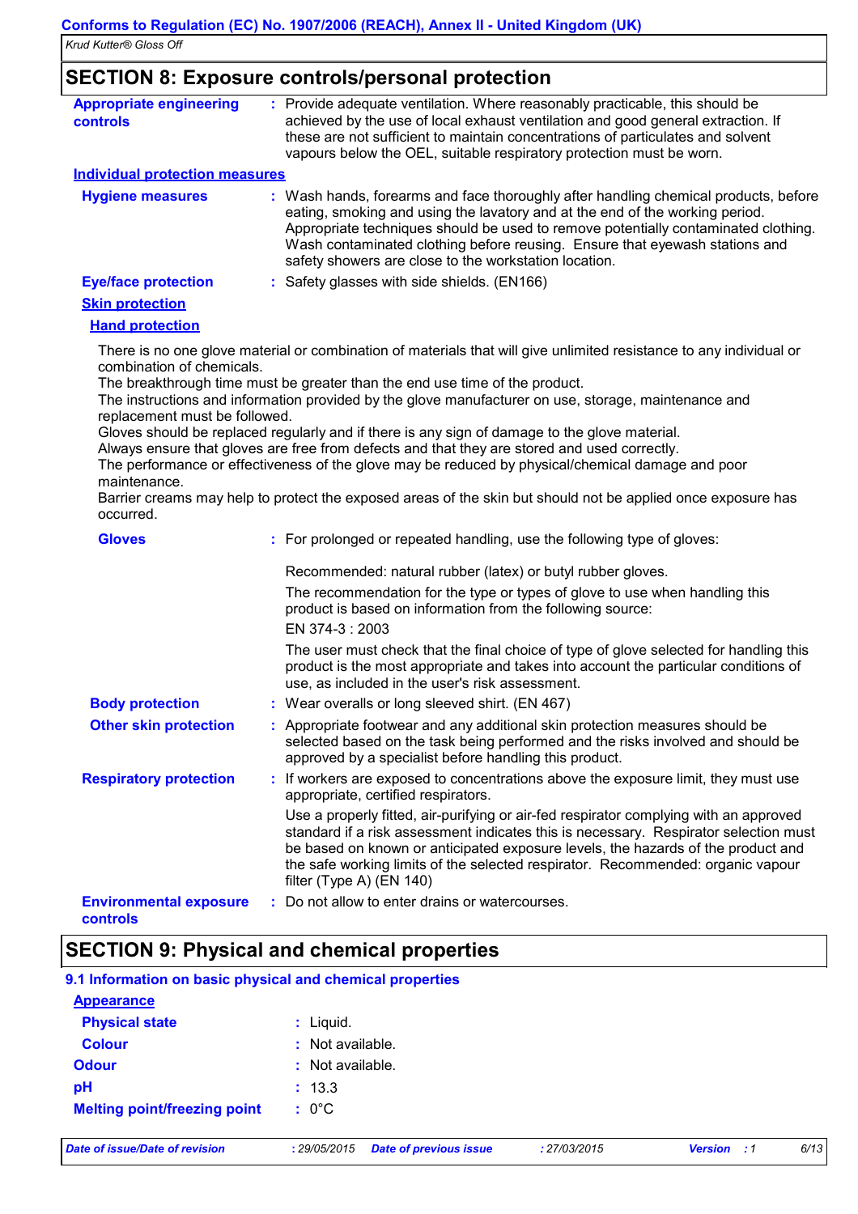## SECTION 8: Exposure controls/personal protection

**Appropriate engineering controls** : Provide adequate ventilation. Where reasonably practicable, this should be achieved by the use of local exhaust ventilation and good general extraction. If these are not sufficient to maintain concentrations of particulates and solvent vapours below the OEL, suitable respiratory protection must be worn.

### Individual protection measures

**Hygiene measures** : Wash hands, forearms and face thoroughly after handling chemical products, before eating, smoking and using the lavatory and at the end of the working period. Appropriate techniques should be used to remove potentially contaminated clothing. Wash contaminated clothing before reusing. Ensure that eyewash stations and safety showers are close to the workstation location.

**Eye/face protection** : Safety glasses with side shields. (EN166)

#### Skin protection

##### Hand protection

There is no one glove material or combination of materials that will give unlimited resistance to any individual or combination of chemicals.
The breakthrough time must be greater than the end use time of the product.
The instructions and information provided by the glove manufacturer on use, storage, maintenance and replacement must be followed.
Gloves should be replaced regularly and if there is any sign of damage to the glove material.
Always ensure that gloves are free from defects and that they are stored and used correctly.
The performance or effectiveness of the glove may be reduced by physical/chemical damage and poor maintenance.
Barrier creams may help to protect the exposed areas of the skin but should not be applied once exposure has occurred.

**Gloves** : For prolonged or repeated handling, use the following type of gloves:

Recommended: natural rubber (latex) or butyl rubber gloves.

The recommendation for the type or types of glove to use when handling this product is based on information from the following source:
EN 374-3 : 2003

The user must check that the final choice of type of glove selected for handling this product is the most appropriate and takes into account the particular conditions of use, as included in the user's risk assessment.

**Body protection** : Wear overalls or long sleeved shirt. (EN 467)

**Other skin protection** : Appropriate footwear and any additional skin protection measures should be selected based on the task being performed and the risks involved and should be approved by a specialist before handling this product.

**Respiratory protection** : If workers are exposed to concentrations above the exposure limit, they must use appropriate, certified respirators.

Use a properly fitted, air-purifying or air-fed respirator complying with an approved standard if a risk assessment indicates this is necessary. Respirator selection must be based on known or anticipated exposure levels, the hazards of the product and the safe working limits of the selected respirator. Recommended: organic vapour filter (Type A) (EN 140)

**Environmental exposure controls** : Do not allow to enter drains or watercourses.

## SECTION 9: Physical and chemical properties

### 9.1 Information on basic physical and chemical properties

#### Appearance

**Physical state** : Liquid.

**Colour** : Not available.

**Odour** : Not available.

**pH** : 13.3

**Melting point/freezing point** : 0°C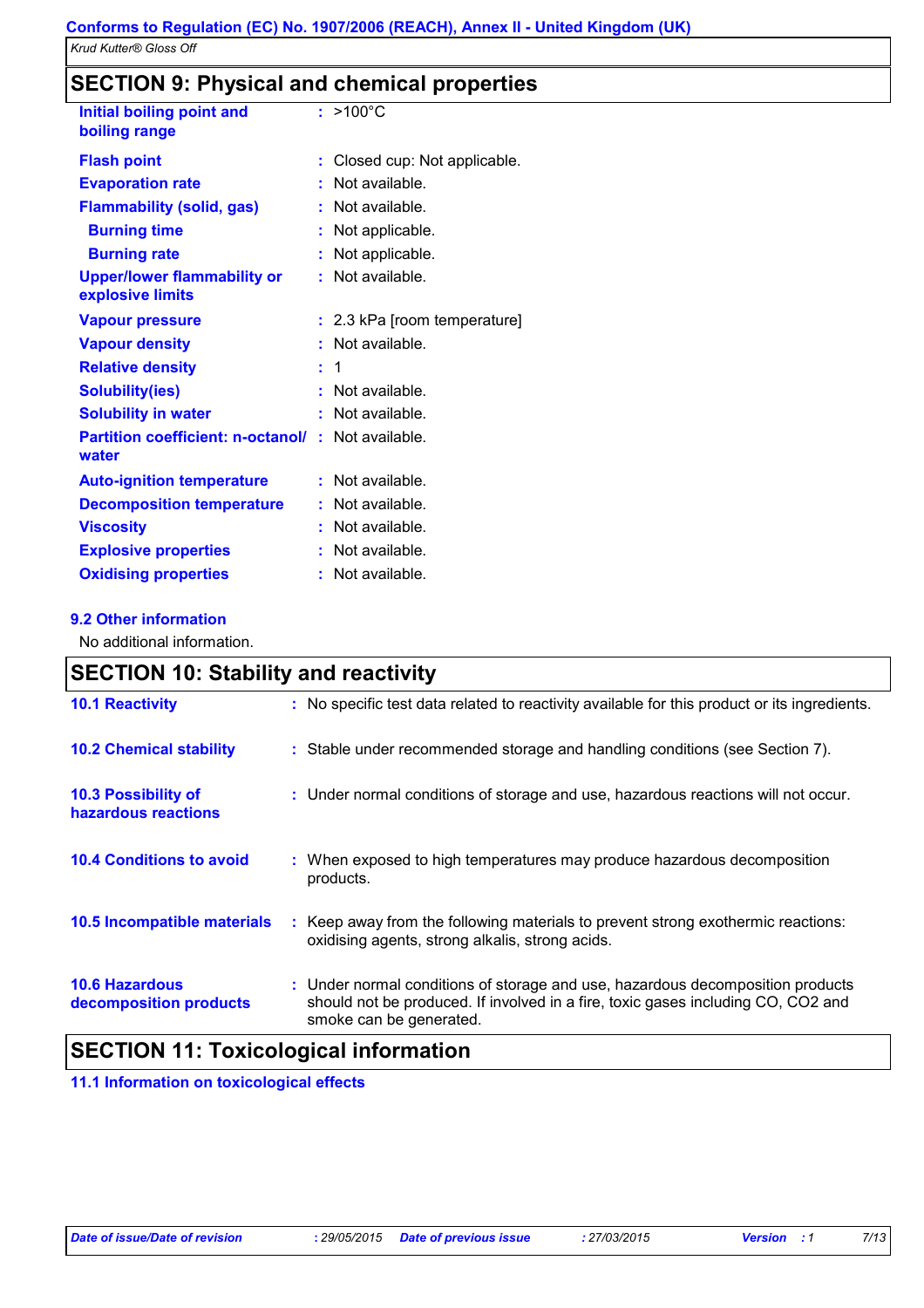## SECTION 9: Physical and chemical properties

| | |
|---|---|
| **Initial boiling point and boiling range** | : >100°C |
| **Flash point** | : Closed cup: Not applicable. |
| **Evaporation rate** | : Not available. |
| **Flammability (solid, gas)** | : Not available. |
| **Burning time** | : Not applicable. |
| **Burning rate** | : Not applicable. |
| **Upper/lower flammability or explosive limits** | : Not available. |
| **Vapour pressure** | : 2.3 kPa [room temperature] |
| **Vapour density** | : Not available. |
| **Relative density** | : 1 |
| **Solubility(ies)** | : Not available. |
| **Solubility in water** | : Not available. |
| **Partition coefficient: n-octanol/ water** | : Not available. |
| **Auto-ignition temperature** | : Not available. |
| **Decomposition temperature** | : Not available. |
| **Viscosity** | : Not available. |
| **Explosive properties** | : Not available. |
| **Oxidising properties** | : Not available. |

### 9.2 Other information

No additional information.

## SECTION 10: Stability and reactivity

| | |
|---|---|
| **10.1 Reactivity** | : No specific test data related to reactivity available for this product or its ingredients. |
| **10.2 Chemical stability** | : Stable under recommended storage and handling conditions (see Section 7). |
| **10.3 Possibility of hazardous reactions** | : Under normal conditions of storage and use, hazardous reactions will not occur. |
| **10.4 Conditions to avoid** | : When exposed to high temperatures may produce hazardous decomposition products. |
| **10.5 Incompatible materials** | : Keep away from the following materials to prevent strong exothermic reactions: oxidising agents, strong alkalis, strong acids. |
| **10.6 Hazardous decomposition products** | : Under normal conditions of storage and use, hazardous decomposition products should not be produced. If involved in a fire, toxic gases including CO, $CO_2$ and smoke can be generated. |

## SECTION 11: Toxicological information

### 11.1 Information on toxicological effects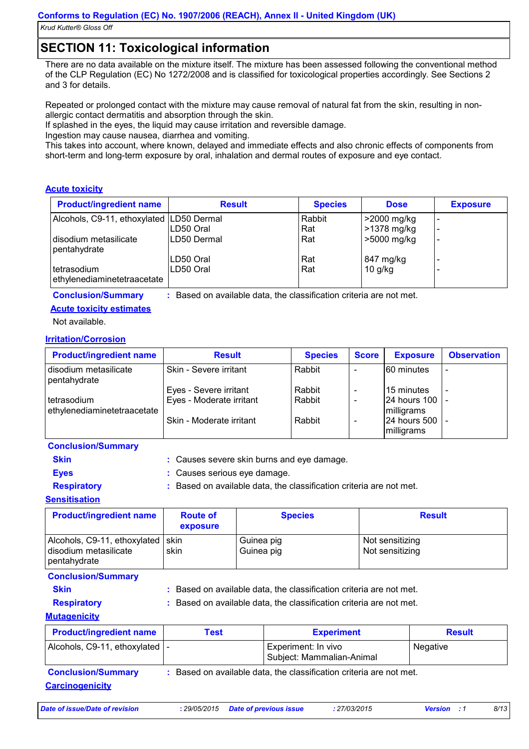## SECTION 11: Toxicological information

There are no data available on the mixture itself. The mixture has been assessed following the conventional method of the CLP Regulation (EC) No 1272/2008 and is classified for toxicological properties accordingly. See Sections 2 and 3 for details.

Repeated or prolonged contact with the mixture may cause removal of natural fat from the skin, resulting in non-allergic contact dermatitis and absorption through the skin.
If splashed in the eyes, the liquid may cause irritation and reversible damage.
Ingestion may cause nausea, diarrhea and vomiting.
This takes into account, where known, delayed and immediate effects and also chronic effects of components from short-term and long-term exposure by oral, inhalation and dermal routes of exposure and eye contact.

### Acute toxicity

| Product/ingredient name | Result | Species | Dose | Exposure |
|---|---|---|---|---|
| Alcohols, C9-11, ethoxylated | LD50 Dermal | Rabbit | >2000 mg/kg | - |
| | LD50 Oral | Rat | >1378 mg/kg | - |
| disodium metasilicate pentahydrate | LD50 Dermal | Rat | >5000 mg/kg | - |
| | LD50 Oral | Rat | 847 mg/kg | - |
| tetrasodium ethylenediaminetetraacetate | LD50 Oral | Rat | 10 g/kg | - |

**Conclusion/Summary** : Based on available data, the classification criteria are not met.

**Acute toxicity estimates**

Not available.

### Irritation/Corrosion

| Product/ingredient name | Result | Species | Score | Exposure | Observation |
|---|---|---|---|---|---|
| disodium metasilicate pentahydrate | Skin - Severe irritant | Rabbit | - | 60 minutes | - |
| | Eyes - Severe irritant | Rabbit | - | 15 minutes | - |
| tetrasodium ethylenediaminetetraacetate | Eyes - Moderate irritant | Rabbit | - | 24 hours 100 milligrams | - |
| | Skin - Moderate irritant | Rabbit | - | 24 hours 500 milligrams | - |

**Conclusion/Summary**

**Skin** : Causes severe skin burns and eye damage.
**Eyes** : Causes serious eye damage.
**Respiratory** : Based on available data, the classification criteria are not met.

### Sensitisation

| Product/ingredient name | Route of exposure | Species | Result |
|---|---|---|---|
| Alcohols, C9-11, ethoxylated | skin | Guinea pig | Not sensitizing |
| disodium metasilicate pentahydrate | skin | Guinea pig | Not sensitizing |

**Conclusion/Summary**

**Skin** : Based on available data, the classification criteria are not met.
**Respiratory** : Based on available data, the classification criteria are not met.

### Mutagenicity

| Product/ingredient name | Test | Experiment | Result |
|---|---|---|---|
| Alcohols, C9-11, ethoxylated | - | Experiment: In vivo Subject: Mammalian-Animal | Negative |

**Conclusion/Summary** : Based on available data, the classification criteria are not met.

### Carcinogenicity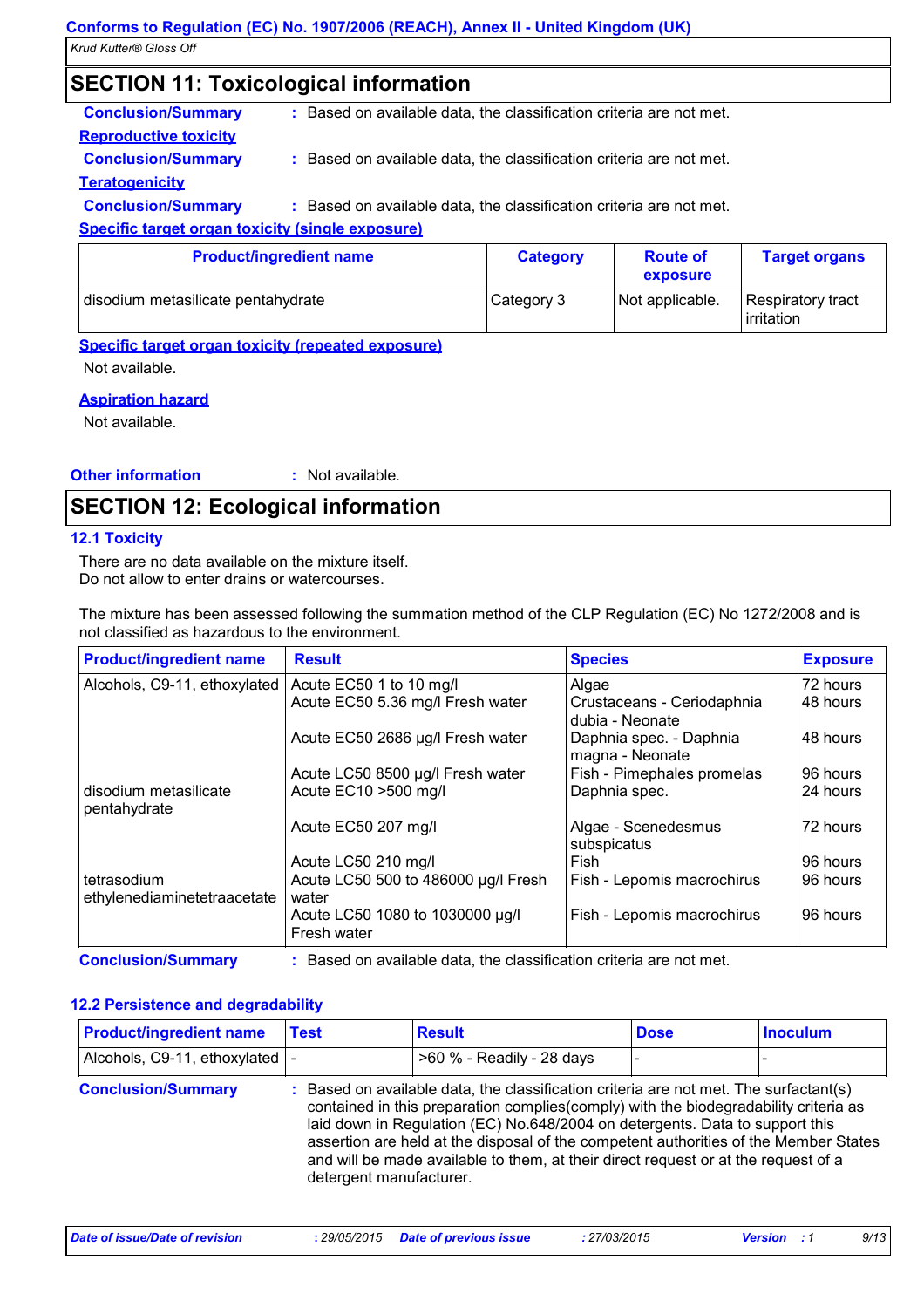## SECTION 11: Toxicological information

**Conclusion/Summary** : Based on available data, the classification criteria are not met.

**Reproductive toxicity**

**Conclusion/Summary** : Based on available data, the classification criteria are not met.

**Teratogenicity**

**Conclusion/Summary** : Based on available data, the classification criteria are not met.

**Specific target organ toxicity (single exposure)**

| Product/ingredient name | Category | Route of exposure | Target organs |
|---|---|---|---|
| disodium metasilicate pentahydrate | Category 3 | Not applicable. | Respiratory tract irritation |

**Specific target organ toxicity (repeated exposure)**

Not available.

**Aspiration hazard**

Not available.

**Other information** : Not available.

## SECTION 12: Ecological information

### 12.1 Toxicity

There are no data available on the mixture itself.
Do not allow to enter drains or watercourses.

The mixture has been assessed following the summation method of the CLP Regulation (EC) No 1272/2008 and is not classified as hazardous to the environment.

| Product/ingredient name | Result | Species | Exposure |
|---|---|---|---|
| Alcohols, C9-11, ethoxylated | Acute EC50 1 to 10 mg/l | Algae | 72 hours |
| | Acute EC50 5.36 mg/l Fresh water | Crustaceans - Ceriodaphnia dubia - Neonate | 48 hours |
| | Acute EC50 2686 µg/l Fresh water | Daphnia spec. - Daphnia magna - Neonate | 48 hours |
| | Acute LC50 8500 µg/l Fresh water | Fish - Pimephales promelas | 96 hours |
| disodium metasilicate pentahydrate | Acute EC10 >500 mg/l | Daphnia spec. | 24 hours |
| | Acute EC50 207 mg/l | Algae - Scenedesmus subspicatus | 72 hours |
| | Acute LC50 210 mg/l | Fish | 96 hours |
| tetrasodium ethylenediaminetetraacetate | Acute LC50 500 to 486000 µg/l Fresh water | Fish - Lepomis macrochirus | 96 hours |
| | Acute LC50 1080 to 1030000 µg/l Fresh water | Fish - Lepomis macrochirus | 96 hours |

**Conclusion/Summary** : Based on available data, the classification criteria are not met.

### 12.2 Persistence and degradability

| Product/ingredient name | Test | Result | Dose | Inoculum |
|---|---|---|---|---|
| Alcohols, C9-11, ethoxylated | - | >60 % - Readily - 28 days | - | - |

**Conclusion/Summary** : Based on available data, the classification criteria are not met. The surfactant(s) contained in this preparation complies(comply) with the biodegradability criteria as laid down in Regulation (EC) No.648/2004 on detergents. Data to support this assertion are held at the disposal of the competent authorities of the Member States and will be made available to them, at their direct request or at the request of a detergent manufacturer.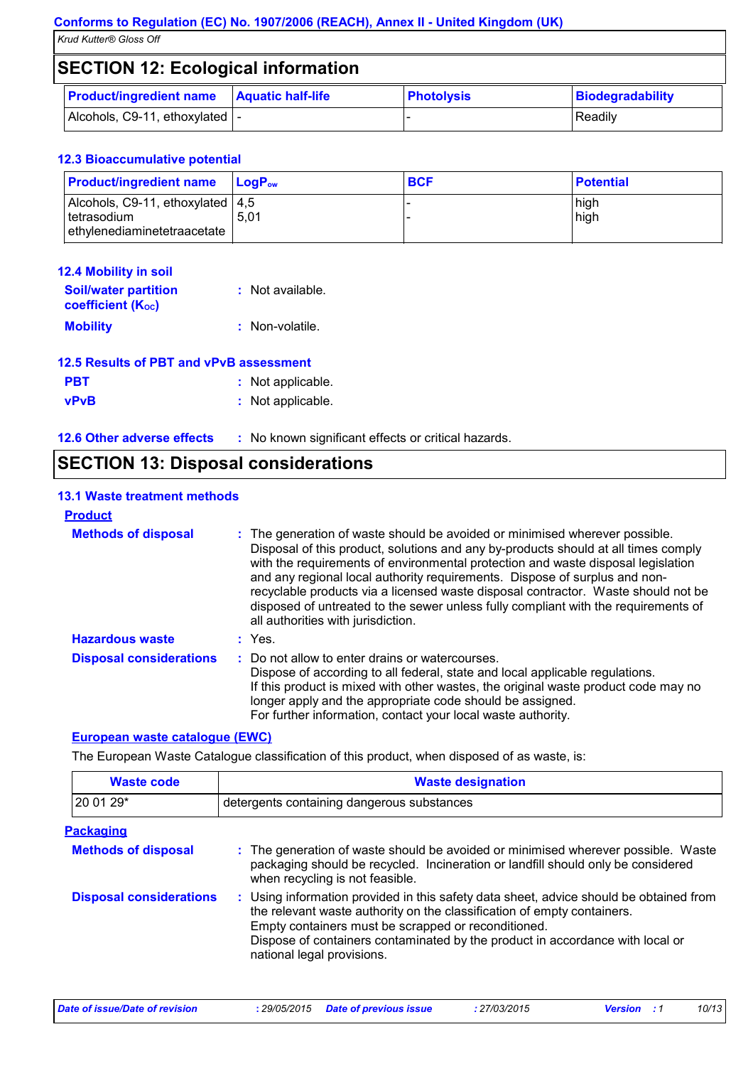## SECTION 12: Ecological information

| Product/ingredient name | Aquatic half-life | Photolysis | Biodegradability |
|---|---|---|---|
| Alcohols, C9-11, ethoxylated | - | - | Readily |

### 12.3 Bioaccumulative potential

| Product/ingredient name | $LogP_{ow}$ | BCF | Potential |
|---|---|---|---|
| Alcohols, C9-11, ethoxylated | 4,5 | - | high |
| tetrasodium ethylenediaminetetraacetate | 5,01 | - | high |

### 12.4 Mobility in soil

**Soil/water partition coefficient ($K_{OC}$)** : Not available.

**Mobility** : Non-volatile.

### 12.5 Results of PBT and vPvB assessment

**PBT** : Not applicable.

**vPvB** : Not applicable.

### 12.6 Other adverse effects

: No known significant effects or critical hazards.

## SECTION 13: Disposal considerations

### 13.1 Waste treatment methods

**Product**

**Methods of disposal** : The generation of waste should be avoided or minimised wherever possible. Disposal of this product, solutions and any by-products should at all times comply with the requirements of environmental protection and waste disposal legislation and any regional local authority requirements. Dispose of surplus and non-recyclable products via a licensed waste disposal contractor. Waste should not be disposed of untreated to the sewer unless fully compliant with the requirements of all authorities with jurisdiction.

**Hazardous waste** : Yes.

**Disposal considerations** : Do not allow to enter drains or watercourses.
Dispose of according to all federal, state and local applicable regulations.
If this product is mixed with other wastes, the original waste product code may no longer apply and the appropriate code should be assigned.
For further information, contact your local waste authority.

**European waste catalogue (EWC)**

The European Waste Catalogue classification of this product, when disposed of as waste, is:

| Waste code | Waste designation |
|---|---|
| 20 01 29* | detergents containing dangerous substances |

**Packaging**

**Methods of disposal** : The generation of waste should be avoided or minimised wherever possible. Waste packaging should be recycled. Incineration or landfill should only be considered when recycling is not feasible.

**Disposal considerations** : Using information provided in this safety data sheet, advice should be obtained from the relevant waste authority on the classification of empty containers.
Empty containers must be scrapped or reconditioned.
Dispose of containers contaminated by the product in accordance with local or national legal provisions.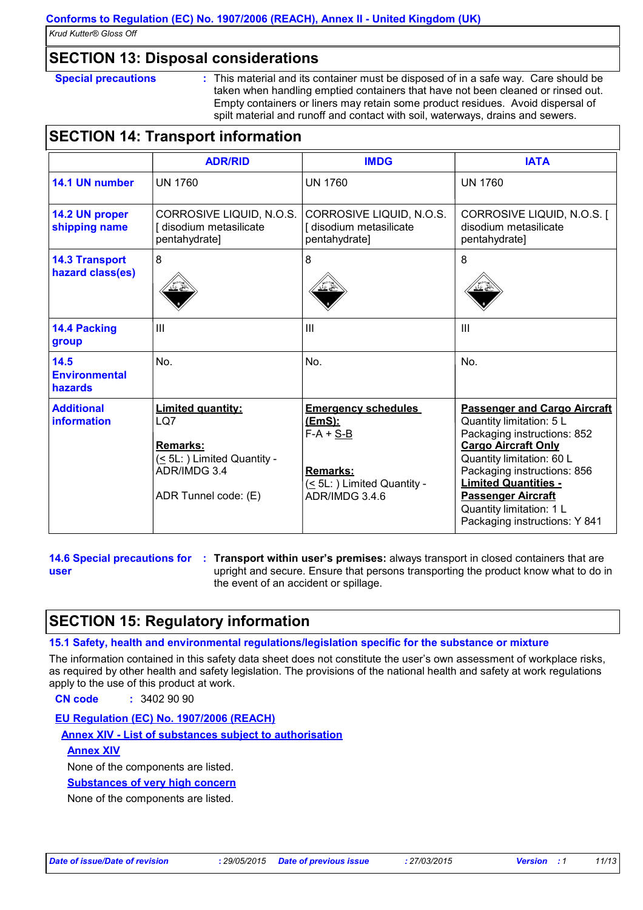## SECTION 13: Disposal considerations

**Special precautions** : This material and its container must be disposed of in a safe way. Care should be taken when handling emptied containers that have not been cleaned or rinsed out. Empty containers or liners may retain some product residues. Avoid dispersal of spilt material and runoff and contact with soil, waterways, drains and sewers.

## SECTION 14: Transport information

| | ADR/RID | IMDG | IATA |
|---|---|---|---|
| **14.1 UN number** | UN 1760 | UN 1760 | UN 1760 |
| **14.2 UN proper shipping name** | CORROSIVE LIQUID, N.O.S. [ disodium metasilicate pentahydrate] | CORROSIVE LIQUID, N.O.S. [ disodium metasilicate pentahydrate] | CORROSIVE LIQUID, N.O.S. [ disodium metasilicate pentahydrate] |
| **14.3 Transport hazard class(es)** | 8 | 8 | 8 |
| **14.4 Packing group** | III | III | III |
| **14.5 Environmental hazards** | No. | No. | No. |
| **Additional information** | **Limited quantity:** LQ7<br><br>**Remarks:** (≤ 5L: ) Limited Quantity - ADR/IMDG 3.4<br><br>ADR Tunnel code: (E) | **Emergency schedules (EmS):** F-A + S-B<br><br>**Remarks:** (≤ 5L: ) Limited Quantity - ADR/IMDG 3.4.6 | **Passenger and Cargo Aircraft** Quantity limitation: 5 L Packaging instructions: 852<br>**Cargo Aircraft Only** Quantity limitation: 60 L Packaging instructions: 856<br>**Limited Quantities - Passenger Aircraft** Quantity limitation: 1 L Packaging instructions: Y 841 |

**14.6 Special precautions for user** : **Transport within user's premises:** always transport in closed containers that are upright and secure. Ensure that persons transporting the product know what to do in the event of an accident or spillage.

## SECTION 15: Regulatory information

### 15.1 Safety, health and environmental regulations/legislation specific for the substance or mixture

The information contained in this safety data sheet does not constitute the user's own assessment of workplace risks, as required by other health and safety legislation. The provisions of the national health and safety at work regulations apply to the use of this product at work.

**CN code** : 3402 90 90

**EU Regulation (EC) No. 1907/2006 (REACH)**

**Annex XIV - List of substances subject to authorisation**

**Annex XIV**

None of the components are listed.

**Substances of very high concern**

None of the components are listed.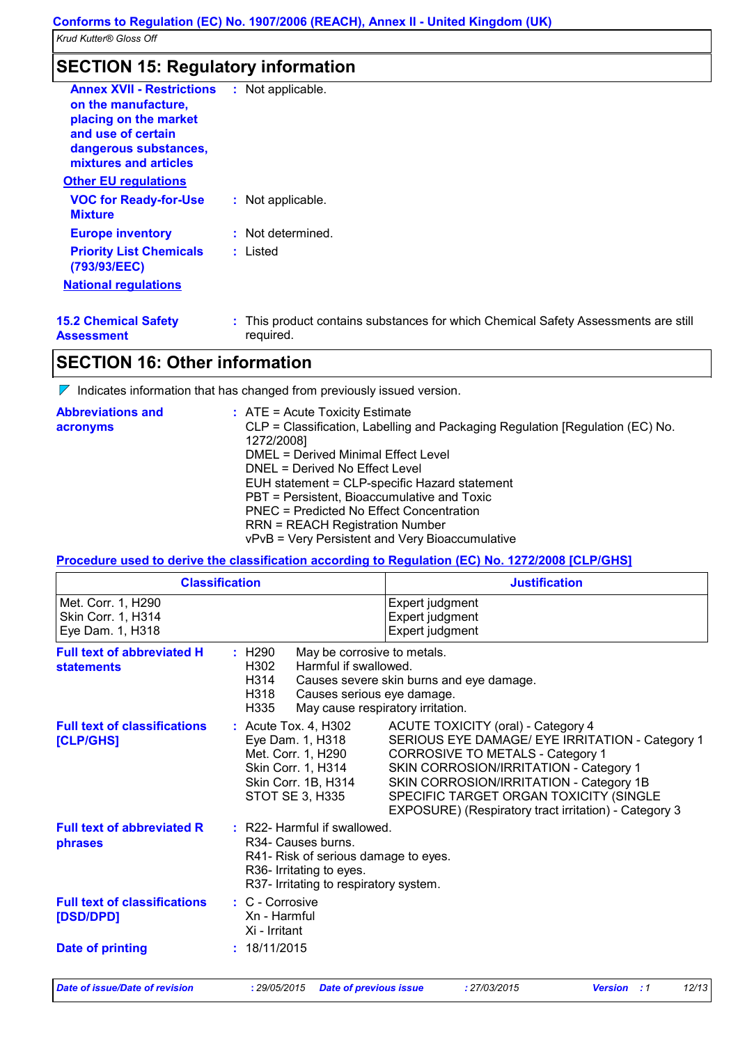## SECTION 15: Regulatory information

**Annex XVII - Restrictions on the manufacture, placing on the market and use of certain dangerous substances, mixtures and articles** : Not applicable.

**Other EU regulations**

**VOC for Ready-for-Use Mixture** : Not applicable.

**Europe inventory** : Not determined.

**Priority List Chemicals (793/93/EEC)** : Listed

**National regulations**

**15.2 Chemical Safety Assessment** : This product contains substances for which Chemical Safety Assessments are still required.

## SECTION 16: Other information

◤ Indicates information that has changed from previously issued version.

**Abbreviations and acronyms** :
ATE = Acute Toxicity Estimate
CLP = Classification, Labelling and Packaging Regulation [Regulation (EC) No. 1272/2008]
DMEL = Derived Minimal Effect Level
DNEL = Derived No Effect Level
EUH statement = CLP-specific Hazard statement
PBT = Persistent, Bioaccumulative and Toxic
PNEC = Predicted No Effect Concentration
RRN = REACH Registration Number
vPvB = Very Persistent and Very Bioaccumulative

**Procedure used to derive the classification according to Regulation (EC) No. 1272/2008 [CLP/GHS]**

| Classification | Justification |
|---|---|
| Met. Corr. 1, H290 | Expert judgment |
| Skin Corr. 1, H314 | Expert judgment |
| Eye Dam. 1, H318 | Expert judgment |

**Full text of abbreviated H statements** :

H290 May be corrosive to metals.
H302 Harmful if swallowed.
H314 Causes severe skin burns and eye damage.
H318 Causes serious eye damage.
H335 May cause respiratory irritation.

**Full text of classifications [CLP/GHS]** :

Acute Tox. 4, H302 ACUTE TOXICITY (oral) - Category 4
Eye Dam. 1, H318 SERIOUS EYE DAMAGE/ EYE IRRITATION - Category 1
Met. Corr. 1, H290 CORROSIVE TO METALS - Category 1
Skin Corr. 1, H314 SKIN CORROSION/IRRITATION - Category 1
Skin Corr. 1B, H314 SKIN CORROSION/IRRITATION - Category 1B
STOT SE 3, H335 SPECIFIC TARGET ORGAN TOXICITY (SINGLE EXPOSURE) (Respiratory tract irritation) - Category 3

**Full text of abbreviated R phrases** :

R22- Harmful if swallowed.
R34- Causes burns.
R41- Risk of serious damage to eyes.
R36- Irritating to eyes.
R37- Irritating to respiratory system.

**Full text of classifications [DSD/DPD]** :

C - Corrosive
Xn - Harmful
Xi - Irritant

**Date of printing** : 18/11/2015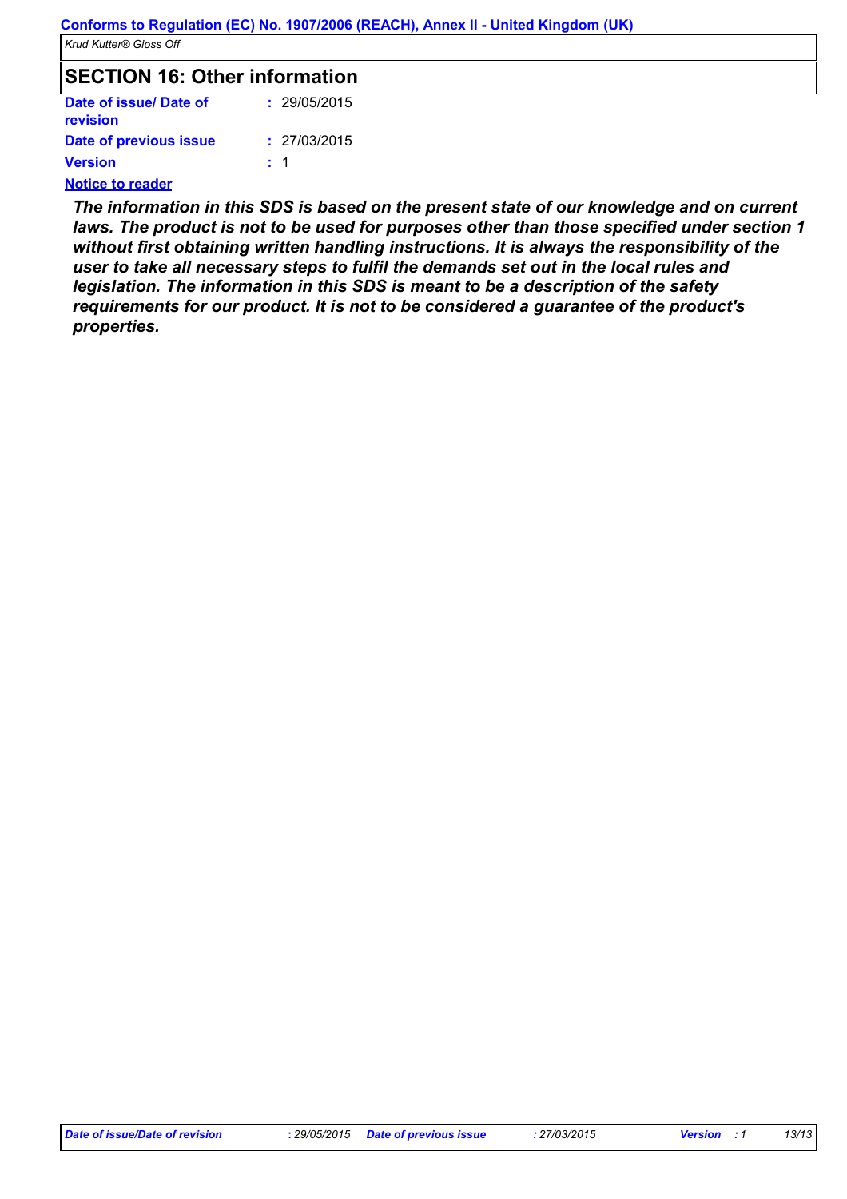## SECTION 16: Other information

| | | |
|---|---|---|
| **Date of issue/ Date of revision** | : | 29/05/2015 |
| **Date of previous issue** | : | 27/03/2015 |
| **Version** | : | 1 |

**Notice to reader**

***The information in this SDS is based on the present state of our knowledge and on current laws. The product is not to be used for purposes other than those specified under section 1 without first obtaining written handling instructions. It is always the responsibility of the user to take all necessary steps to fulfil the demands set out in the local rules and legislation. The information in this SDS is meant to be a description of the safety requirements for our product. It is not to be considered a guarantee of the product's properties.***